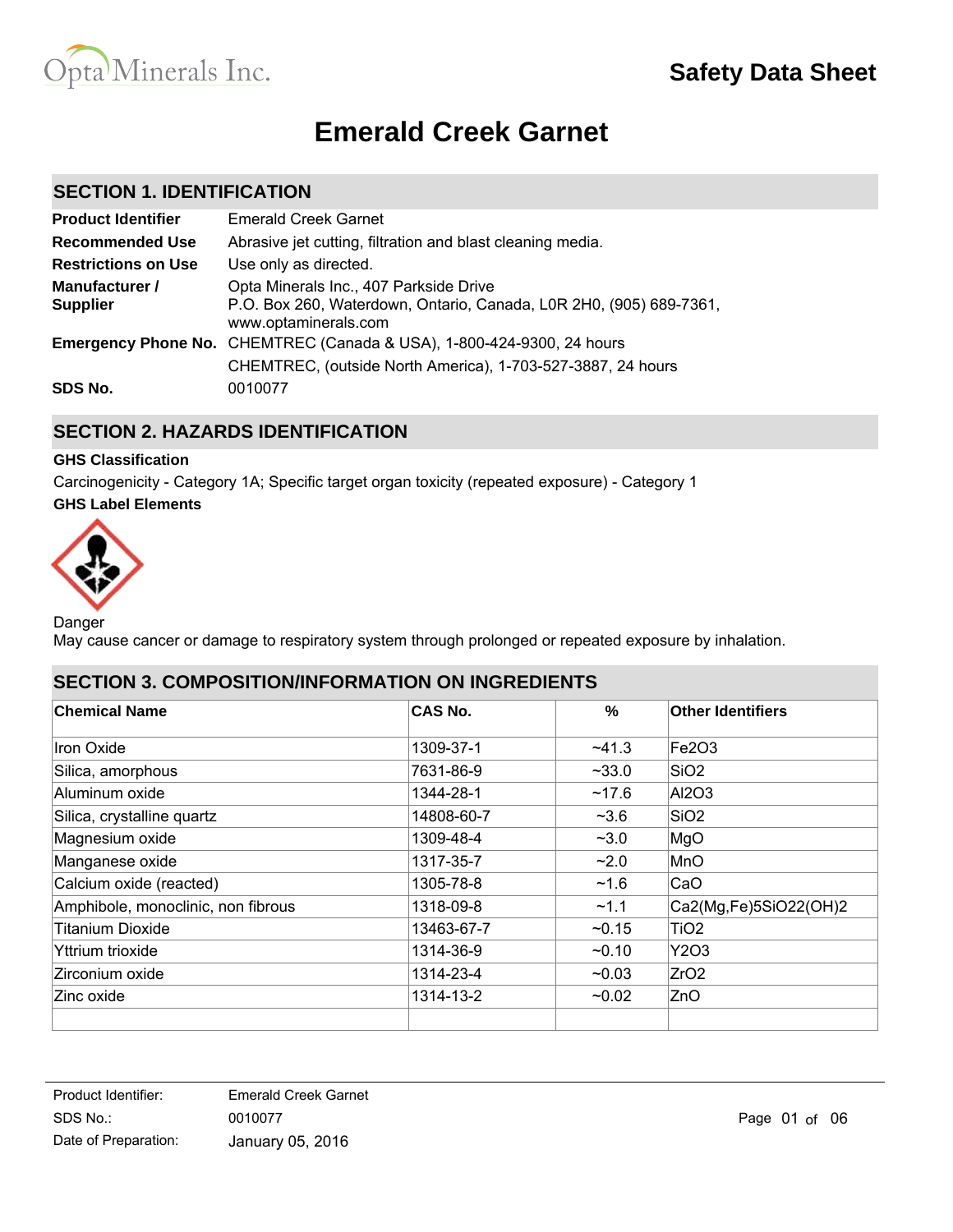Opta Minerals Inc.

**Safety Data Sheet**

# Emerald Creek Garnet

## SECTION 1. IDENTIFICATION

| | |
|---|---|
| **Product Identifier** | Emerald Creek Garnet |
| **Recommended Use** | Abrasive jet cutting, filtration and blast cleaning media. |
| **Restrictions on Use** | Use only as directed. |
| **Manufacturer / Supplier** | Opta Minerals Inc., 407 Parkside Drive<br>P.O. Box 260, Waterdown, Ontario, Canada, L0R 2H0, (905) 689-7361, www.optaminerals.com |
| **Emergency Phone No.** | CHEMTREC (Canada & USA), 1-800-424-9300, 24 hours<br>CHEMTREC, (outside North America), 1-703-527-3887, 24 hours |
| **SDS No.** | 0010077 |

## SECTION 2. HAZARDS IDENTIFICATION

**GHS Classification**

Carcinogenicity - Category 1A; Specific target organ toxicity (repeated exposure) - Category 1

**GHS Label Elements**

Danger

May cause cancer or damage to respiratory system through prolonged or repeated exposure by inhalation.

## SECTION 3. COMPOSITION/INFORMATION ON INGREDIENTS

| Chemical Name | CAS No. | % | Other Identifiers |
|---|---|---|---|
| Iron Oxide | 1309-37-1 | ~41.3 | $Fe_2O_3$ |
| Silica, amorphous | 7631-86-9 | ~33.0 | $SiO_2$ |
| Aluminum oxide | 1344-28-1 | ~17.6 | $Al_2O_3$ |
| Silica, crystalline quartz | 14808-60-7 | ~3.6 | $SiO_2$ |
| Magnesium oxide | 1309-48-4 | ~3.0 | MgO |
| Manganese oxide | 1317-35-7 | ~2.0 | MnO |
| Calcium oxide (reacted) | 1305-78-8 | ~1.6 | CaO |
| Amphibole, monoclinic, non fibrous | 1318-09-8 | ~1.1 | $Ca_2(Mg,Fe)_5SiO_{22}(OH)_2$ |
| Titanium Dioxide | 13463-67-7 | ~0.15 | $TiO_2$ |
| Yttrium trioxide | 1314-36-9 | ~0.10 | $Y_2O_3$ |
| Zirconium oxide | 1314-23-4 | ~0.03 | $ZrO_2$ |
| Zinc oxide | 1314-13-2 | ~0.02 | ZnO |
| | | | |

Product Identifier: Emerald Creek Garnet
SDS No.: 0010077
Date of Preparation: January 05, 2016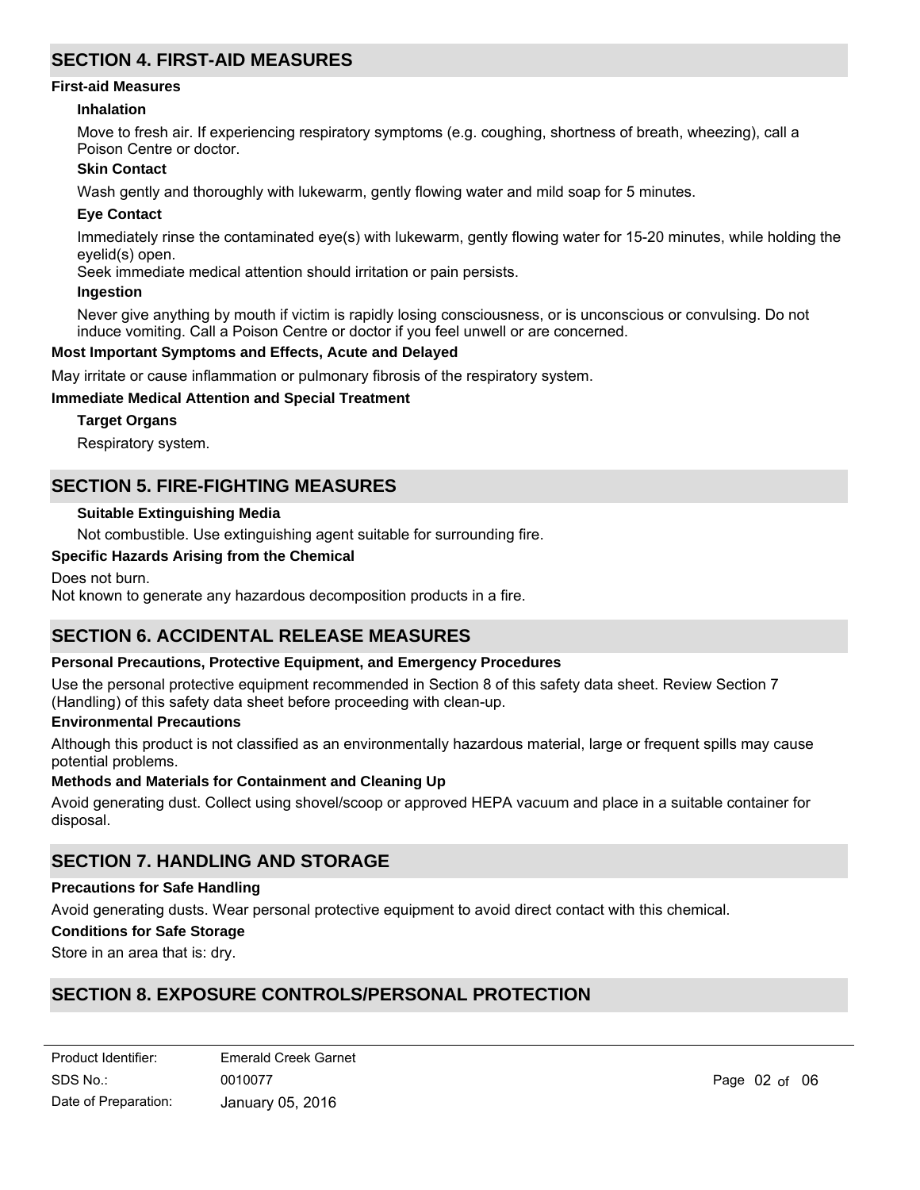## SECTION 4. FIRST-AID MEASURES

### First-aid Measures

#### Inhalation

Move to fresh air. If experiencing respiratory symptoms (e.g. coughing, shortness of breath, wheezing), call a Poison Centre or doctor.

#### Skin Contact

Wash gently and thoroughly with lukewarm, gently flowing water and mild soap for 5 minutes.

#### Eye Contact

Immediately rinse the contaminated eye(s) with lukewarm, gently flowing water for 15-20 minutes, while holding the eyelid(s) open.

Seek immediate medical attention should irritation or pain persists.

#### Ingestion

Never give anything by mouth if victim is rapidly losing consciousness, or is unconscious or convulsing. Do not induce vomiting. Call a Poison Centre or doctor if you feel unwell or are concerned.

### Most Important Symptoms and Effects, Acute and Delayed

May irritate or cause inflammation or pulmonary fibrosis of the respiratory system.

### Immediate Medical Attention and Special Treatment

#### Target Organs

Respiratory system.

## SECTION 5. FIRE-FIGHTING MEASURES

#### Suitable Extinguishing Media

Not combustible. Use extinguishing agent suitable for surrounding fire.

### Specific Hazards Arising from the Chemical

Does not burn.

Not known to generate any hazardous decomposition products in a fire.

## SECTION 6. ACCIDENTAL RELEASE MEASURES

### Personal Precautions, Protective Equipment, and Emergency Procedures

Use the personal protective equipment recommended in Section 8 of this safety data sheet. Review Section 7 (Handling) of this safety data sheet before proceeding with clean-up.

### Environmental Precautions

Although this product is not classified as an environmentally hazardous material, large or frequent spills may cause potential problems.

### Methods and Materials for Containment and Cleaning Up

Avoid generating dust. Collect using shovel/scoop or approved HEPA vacuum and place in a suitable container for disposal.

## SECTION 7. HANDLING AND STORAGE

### Precautions for Safe Handling

Avoid generating dusts. Wear personal protective equipment to avoid direct contact with this chemical.

### Conditions for Safe Storage

Store in an area that is: dry.

## SECTION 8. EXPOSURE CONTROLS/PERSONAL PROTECTION

| | |
|---|---|
| Product Identifier: | Emerald Creek Garnet |
| SDS No.: | 0010077 |
| Date of Preparation: | January 05, 2016 |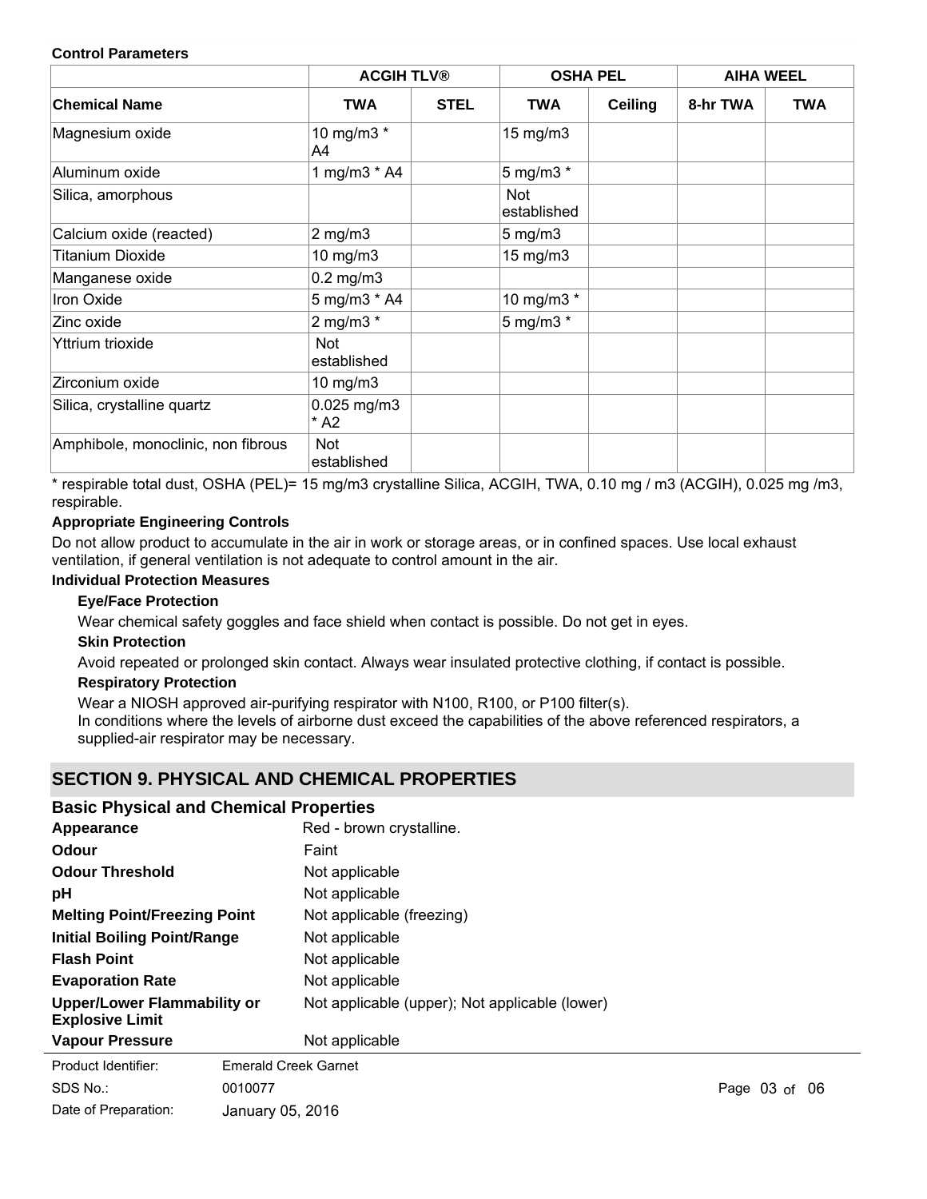**Control Parameters**

| | ACGIH TLV® | | OSHA PEL | | AIHA WEEL | |
|---|---|---|---|---|---|---|
| **Chemical Name** | **TWA** | **STEL** | **TWA** | **Ceiling** | **8-hr TWA** | **TWA** |
| Magnesium oxide | 10 mg/m3 * A4 | | 15 mg/m3 | | | |
| Aluminum oxide | 1 mg/m3 * A4 | | 5 mg/m3 * | | | |
| Silica, amorphous | | | Not established | | | |
| Calcium oxide (reacted) | 2 mg/m3 | | 5 mg/m3 | | | |
| Titanium Dioxide | 10 mg/m3 | | 15 mg/m3 | | | |
| Manganese oxide | 0.2 mg/m3 | | | | | |
| Iron Oxide | 5 mg/m3 * A4 | | 10 mg/m3 * | | | |
| Zinc oxide | 2 mg/m3 * | | 5 mg/m3 * | | | |
| Yttrium trioxide | Not established | | | | | |
| Zirconium oxide | 10 mg/m3 | | | | | |
| Silica, crystalline quartz | 0.025 mg/m3 * A2 | | | | | |
| Amphibole, monoclinic, non fibrous | Not established | | | | | |

* respirable total dust, OSHA (PEL)= 15 mg/m3 crystalline Silica, ACGIH, TWA, 0.10 mg / m3 (ACGIH), 0.025 mg /m3, respirable.

**Appropriate Engineering Controls**

Do not allow product to accumulate in the air in work or storage areas, or in confined spaces. Use local exhaust ventilation, if general ventilation is not adequate to control amount in the air.

**Individual Protection Measures**

**Eye/Face Protection**

Wear chemical safety goggles and face shield when contact is possible. Do not get in eyes.

**Skin Protection**

Avoid repeated or prolonged skin contact. Always wear insulated protective clothing, if contact is possible.

**Respiratory Protection**

Wear a NIOSH approved air-purifying respirator with N100, R100, or P100 filter(s).
In conditions where the levels of airborne dust exceed the capabilities of the above referenced respirators, a supplied-air respirator may be necessary.

## SECTION 9. PHYSICAL AND CHEMICAL PROPERTIES

### Basic Physical and Chemical Properties

| | |
|---|---|
| **Appearance** | Red - brown crystalline. |
| **Odour** | Faint |
| **Odour Threshold** | Not applicable |
| **pH** | Not applicable |
| **Melting Point/Freezing Point** | Not applicable (freezing) |
| **Initial Boiling Point/Range** | Not applicable |
| **Flash Point** | Not applicable |
| **Evaporation Rate** | Not applicable |
| **Upper/Lower Flammability or Explosive Limit** | Not applicable (upper); Not applicable (lower) |
| **Vapour Pressure** | Not applicable |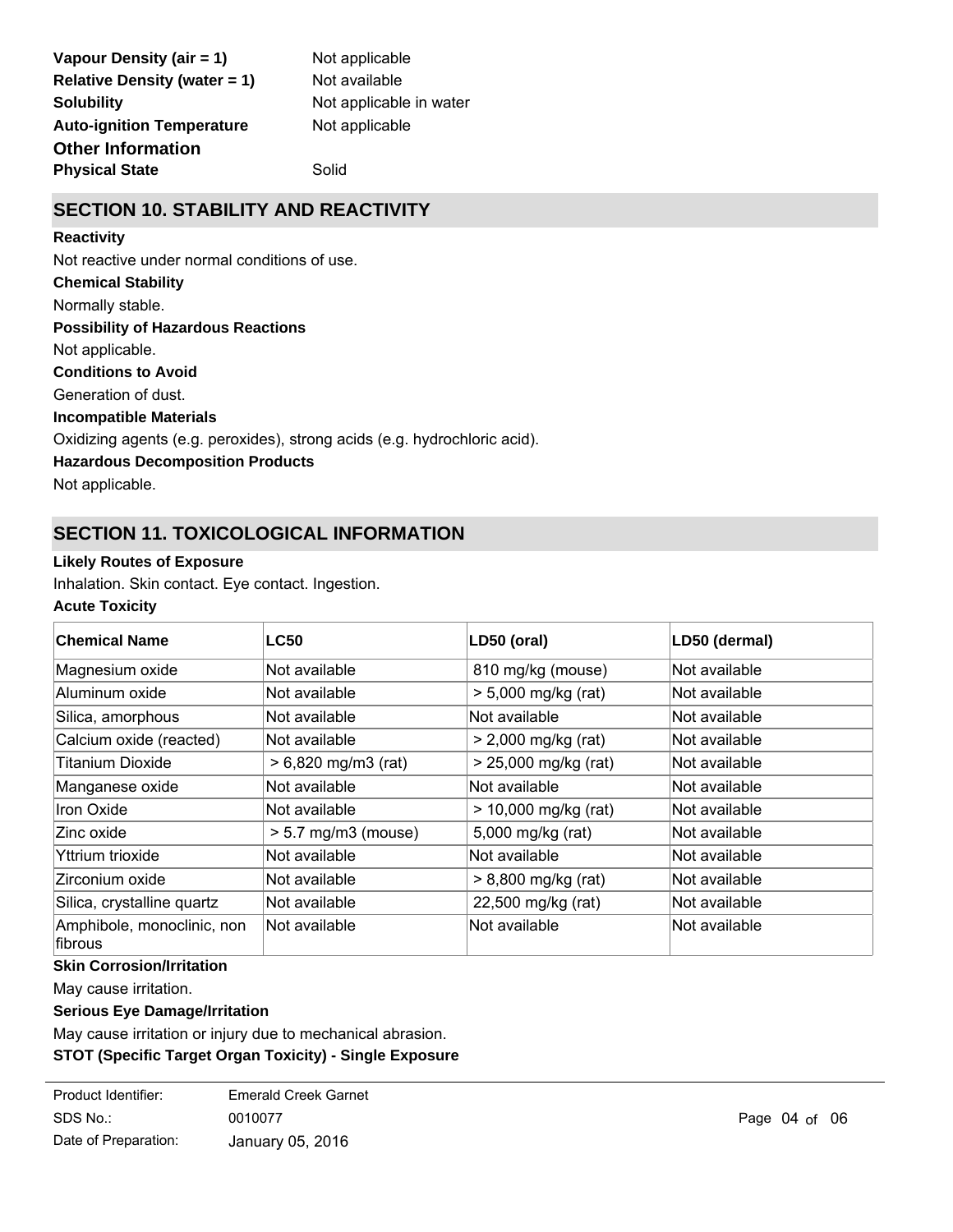**Vapour Density (air = 1)** Not applicable

**Relative Density (water = 1)** Not available

**Solubility** Not applicable in water

**Auto-ignition Temperature** Not applicable

### Other Information

**Physical State** Solid

## SECTION 10. STABILITY AND REACTIVITY

**Reactivity**

Not reactive under normal conditions of use.

**Chemical Stability**

Normally stable.

**Possibility of Hazardous Reactions**

Not applicable.

**Conditions to Avoid**

Generation of dust.

**Incompatible Materials**

Oxidizing agents (e.g. peroxides), strong acids (e.g. hydrochloric acid).

**Hazardous Decomposition Products**

Not applicable.

## SECTION 11. TOXICOLOGICAL INFORMATION

**Likely Routes of Exposure**

Inhalation. Skin contact. Eye contact. Ingestion.

**Acute Toxicity**

| Chemical Name | LC50 | LD50 (oral) | LD50 (dermal) |
|---|---|---|---|
| Magnesium oxide | Not available | 810 mg/kg (mouse) | Not available |
| Aluminum oxide | Not available | > 5,000 mg/kg (rat) | Not available |
| Silica, amorphous | Not available | Not available | Not available |
| Calcium oxide (reacted) | Not available | > 2,000 mg/kg (rat) | Not available |
| Titanium Dioxide | > 6,820 mg/m3 (rat) | > 25,000 mg/kg (rat) | Not available |
| Manganese oxide | Not available | Not available | Not available |
| Iron Oxide | Not available | > 10,000 mg/kg (rat) | Not available |
| Zinc oxide | > 5.7 mg/m3 (mouse) | 5,000 mg/kg (rat) | Not available |
| Yttrium trioxide | Not available | Not available | Not available |
| Zirconium oxide | Not available | > 8,800 mg/kg (rat) | Not available |
| Silica, crystalline quartz | Not available | 22,500 mg/kg (rat) | Not available |
| Amphibole, monoclinic, non fibrous | Not available | Not available | Not available |

**Skin Corrosion/Irritation**

May cause irritation.

**Serious Eye Damage/Irritation**

May cause irritation or injury due to mechanical abrasion.

**STOT (Specific Target Organ Toxicity) - Single Exposure**

| | |
|---|---|
| Product Identifier: | Emerald Creek Garnet |
| SDS No.: | 0010077 |
| Date of Preparation: | January 05, 2016 |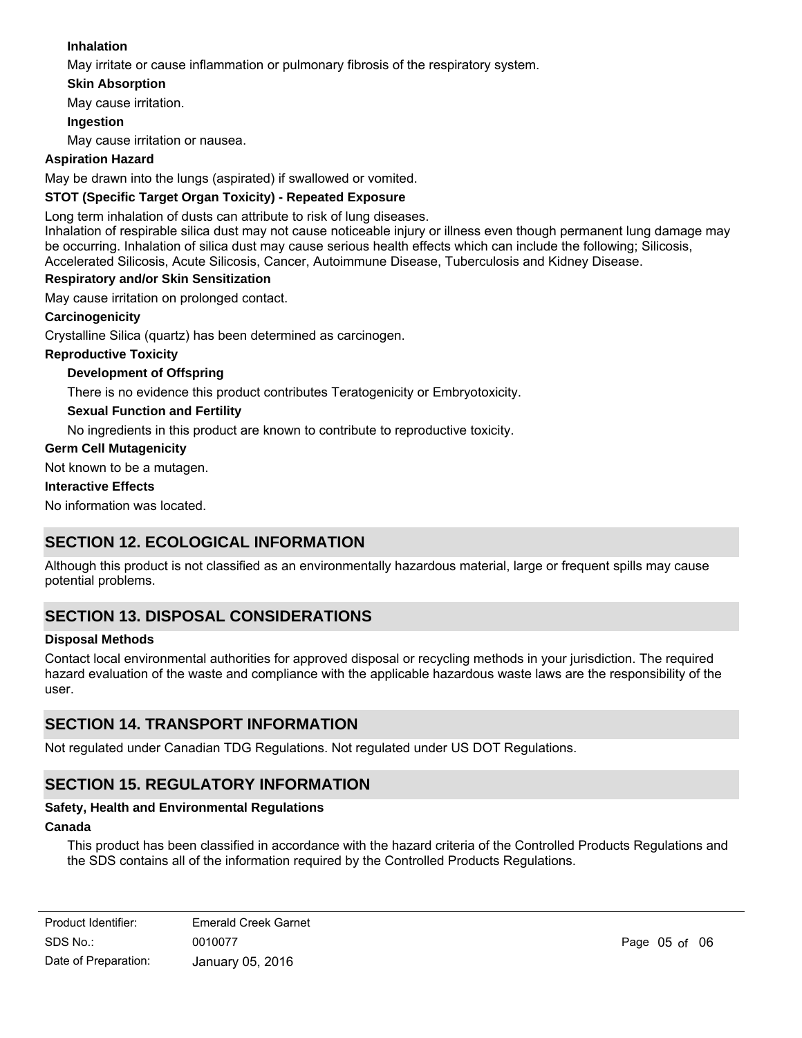**Inhalation**

May irritate or cause inflammation or pulmonary fibrosis of the respiratory system.

**Skin Absorption**

May cause irritation.

**Ingestion**

May cause irritation or nausea.

**Aspiration Hazard**

May be drawn into the lungs (aspirated) if swallowed or vomited.

**STOT (Specific Target Organ Toxicity) - Repeated Exposure**

Long term inhalation of dusts can attribute to risk of lung diseases.
Inhalation of respirable silica dust may not cause noticeable injury or illness even though permanent lung damage may be occurring. Inhalation of silica dust may cause serious health effects which can include the following; Silicosis, Accelerated Silicosis, Acute Silicosis, Cancer, Autoimmune Disease, Tuberculosis and Kidney Disease.

**Respiratory and/or Skin Sensitization**

May cause irritation on prolonged contact.

**Carcinogenicity**

Crystalline Silica (quartz) has been determined as carcinogen.

**Reproductive Toxicity**

**Development of Offspring**

There is no evidence this product contributes Teratogenicity or Embryotoxicity.

**Sexual Function and Fertility**

No ingredients in this product are known to contribute to reproductive toxicity.

**Germ Cell Mutagenicity**

Not known to be a mutagen.

**Interactive Effects**

No information was located.

## SECTION 12. ECOLOGICAL INFORMATION

Although this product is not classified as an environmentally hazardous material, large or frequent spills may cause potential problems.

## SECTION 13. DISPOSAL CONSIDERATIONS

**Disposal Methods**

Contact local environmental authorities for approved disposal or recycling methods in your jurisdiction. The required hazard evaluation of the waste and compliance with the applicable hazardous waste laws are the responsibility of the user.

## SECTION 14. TRANSPORT INFORMATION

Not regulated under Canadian TDG Regulations. Not regulated under US DOT Regulations.

## SECTION 15. REGULATORY INFORMATION

**Safety, Health and Environmental Regulations**

**Canada**

This product has been classified in accordance with the hazard criteria of the Controlled Products Regulations and the SDS contains all of the information required by the Controlled Products Regulations.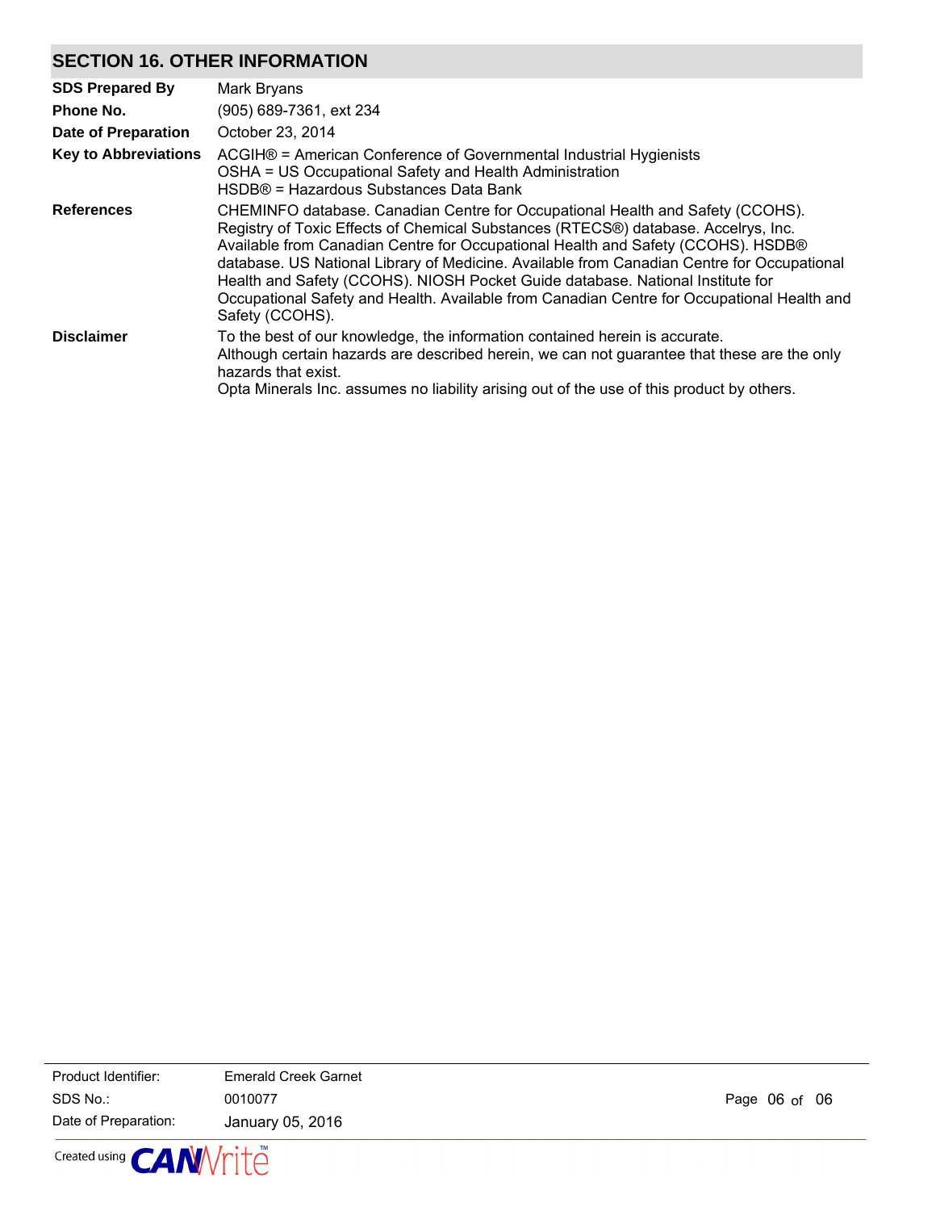## SECTION 16. OTHER INFORMATION

| | |
|---|---|
| **SDS Prepared By** | Mark Bryans |
| **Phone No.** | (905) 689-7361, ext 234 |
| **Date of Preparation** | October 23, 2014 |
| **Key to Abbreviations** | ACGIH® = American Conference of Governmental Industrial Hygienists<br>OSHA = US Occupational Safety and Health Administration<br>HSDB® = Hazardous Substances Data Bank |
| **References** | CHEMINFO database. Canadian Centre for Occupational Health and Safety (CCOHS). Registry of Toxic Effects of Chemical Substances (RTECS®) database. Accelrys, Inc. Available from Canadian Centre for Occupational Health and Safety (CCOHS). HSDB® database. US National Library of Medicine. Available from Canadian Centre for Occupational Health and Safety (CCOHS). NIOSH Pocket Guide database. National Institute for Occupational Safety and Health. Available from Canadian Centre for Occupational Health and Safety (CCOHS). |
| **Disclaimer** | To the best of our knowledge, the information contained herein is accurate.<br>Although certain hazards are described herein, we can not guarantee that these are the only hazards that exist.<br>Opta Minerals Inc. assumes no liability arising out of the use of this product by others. |